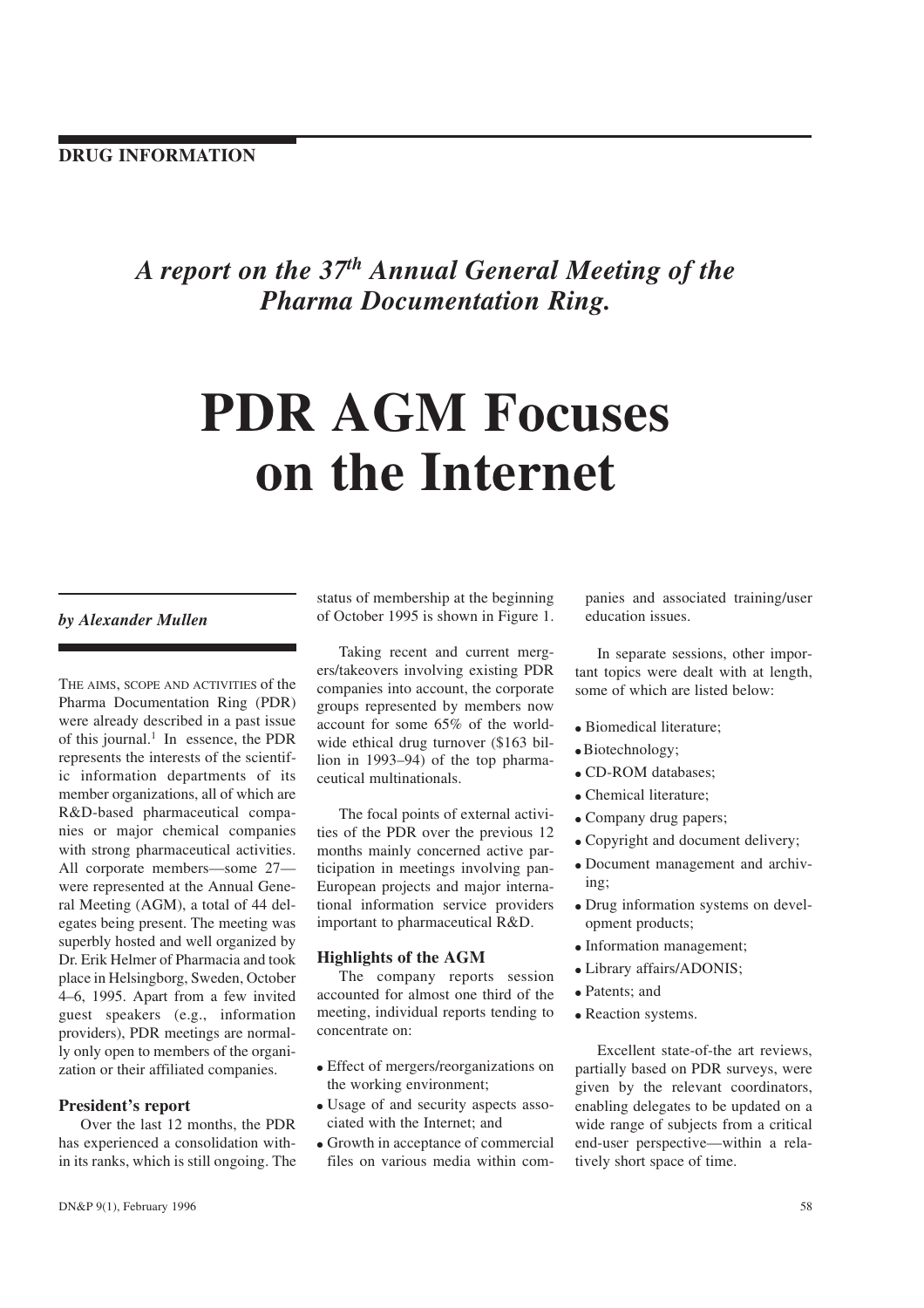**DRUG INFORMATION**

*A report on the 37th Annual General Meeting of the Pharma Documentation Ring.*

# PDR AGM Focuses on the Internet

***by Alexander Mullen***

THE AIMS, SCOPE AND ACTIVITIES of the Pharma Documentation Ring (PDR) were already described in a past issue of this journal.[1] In essence, the PDR represents the interests of the scientific information departments of its member organizations, all of which are R&D-based pharmaceutical companies or major chemical companies with strong pharmaceutical activities. All corporate members—some 27—were represented at the Annual General Meeting (AGM), a total of 44 delegates being present. The meeting was superbly hosted and well organized by Dr. Erik Helmer of Pharmacia and took place in Helsingborg, Sweden, October 4–6, 1995. Apart from a few invited guest speakers (e.g., information providers), PDR meetings are normally only open to members of the organization or their affiliated companies.

## President's report

Over the last 12 months, the PDR has experienced a consolidation within its ranks, which is still ongoing. The status of membership at the beginning of October 1995 is shown in Figure 1.

Taking recent and current mergers/takeovers involving existing PDR companies into account, the corporate groups represented by members now account for some 65% of the worldwide ethical drug turnover ($163 billion in 1993–94) of the top pharmaceutical multinationals.

The focal points of external activities of the PDR over the previous 12 months mainly concerned active participation in meetings involving pan-European projects and major international information service providers important to pharmaceutical R&D.

## Highlights of the AGM

The company reports session accounted for almost one third of the meeting, individual reports tending to concentrate on:

- Effect of mergers/reorganizations on the working environment;
- Usage of and security aspects associated with the Internet; and
- Growth in acceptance of commercial files on various media within companies and associated training/user education issues.

In separate sessions, other important topics were dealt with at length, some of which are listed below:

- Biomedical literature;
- Biotechnology;
- CD-ROM databases;
- Chemical literature;
- Company drug papers;
- Copyright and document delivery;
- Document management and archiving;
- Drug information systems on development products;
- Information management;
- Library affairs/ADONIS;
- Patents; and
- Reaction systems.

Excellent state-of-the art reviews, partially based on PDR surveys, were given by the relevant coordinators, enabling delegates to be updated on a wide range of subjects from a critical end-user perspective—within a relatively short space of time.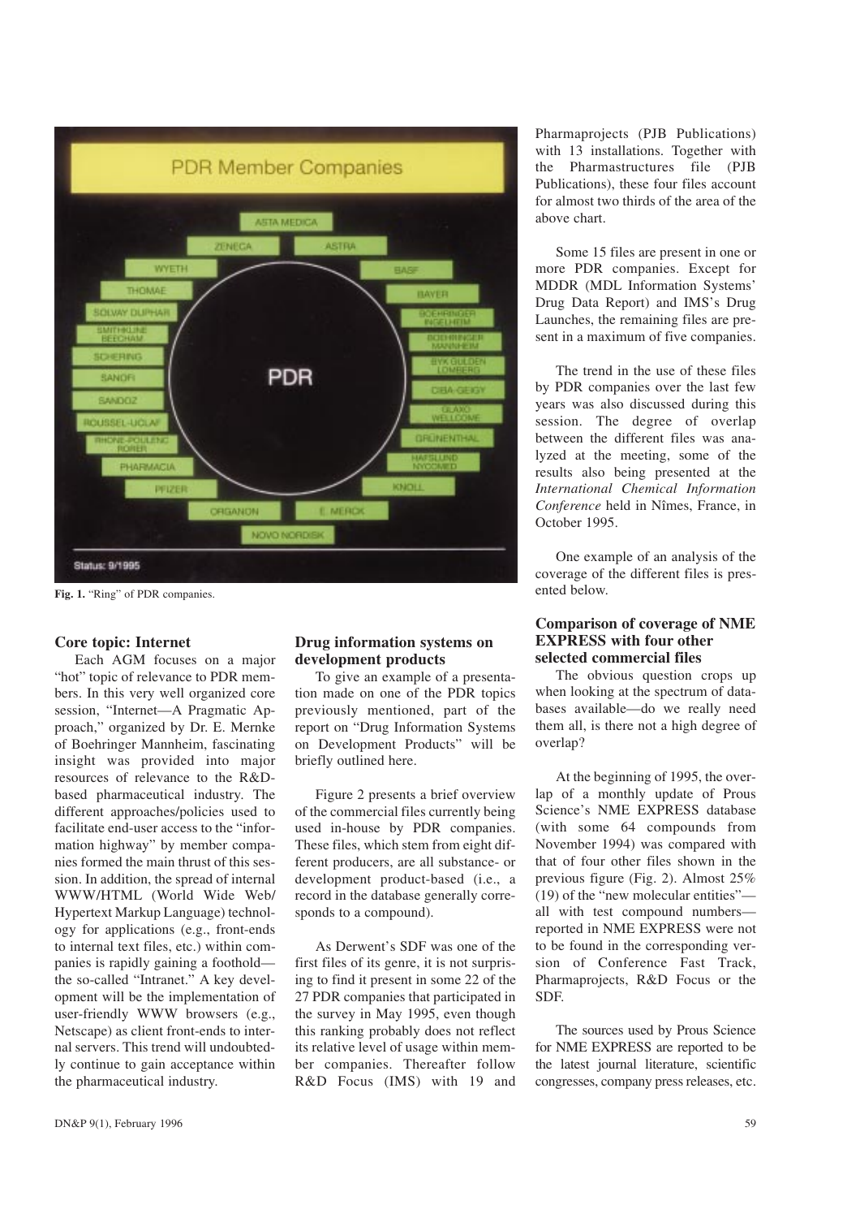Fig. 1. "Ring" of PDR companies.

## Core topic: Internet

Each AGM focuses on a major "hot" topic of relevance to PDR members. In this very well organized core session, "Internet—A Pragmatic Approach," organized by Dr. E. Mernke of Boehringer Mannheim, fascinating insight was provided into major resources of relevance to the R&D-based pharmaceutical industry. The different approaches/policies used to facilitate end-user access to the "information highway" by member companies formed the main thrust of this session. In addition, the spread of internal WWW/HTML (World Wide Web/Hypertext Markup Language) technology for applications (e.g., front-ends to internal text files, etc.) within companies is rapidly gaining a foothold—the so-called "Intranet." A key development will be the implementation of user-friendly WWW browsers (e.g., Netscape) as client front-ends to internal servers. This trend will undoubtedly continue to gain acceptance within the pharmaceutical industry.

## Drug information systems on development products

To give an example of a presentation made on one of the PDR topics previously mentioned, part of the report on "Drug Information Systems on Development Products" will be briefly outlined here.

Figure 2 presents a brief overview of the commercial files currently being used in-house by PDR companies. These files, which stem from eight different producers, are all substance- or development product-based (i.e., a record in the database generally corresponds to a compound).

As Derwent's SDF was one of the first files of its genre, it is not surprising to find it present in some 22 of the 27 PDR companies that participated in the survey in May 1995, even though this ranking probably does not reflect its relative level of usage within member companies. Thereafter follow R&D Focus (IMS) with 19 and Pharmaprojects (PJB Publications) with 13 installations. Together with the Pharmastructures file (PJB Publications), these four files account for almost two thirds of the area of the above chart.

Some 15 files are present in one or more PDR companies. Except for MDDR (MDL Information Systems' Drug Data Report) and IMS's Drug Launches, the remaining files are present in a maximum of five companies.

The trend in the use of these files by PDR companies over the last few years was also discussed during this session. The degree of overlap between the different files was analyzed at the meeting, some of the results also being presented at the *International Chemical Information Conference* held in Nîmes, France, in October 1995.

One example of an analysis of the coverage of the different files is presented below.

## Comparison of coverage of NME EXPRESS with four other selected commercial files

The obvious question crops up when looking at the spectrum of databases available—do we really need them all, is there not a high degree of overlap?

At the beginning of 1995, the overlap of a monthly update of Prous Science's NME EXPRESS database (with some 64 compounds from November 1994) was compared with that of four other files shown in the previous figure (Fig. 2). Almost 25% (19) of the "new molecular entities"—all with test compound numbers—reported in NME EXPRESS were not to be found in the corresponding version of Conference Fast Track, Pharmaprojects, R&D Focus or the SDF.

The sources used by Prous Science for NME EXPRESS are reported to be the latest journal literature, scientific congresses, company press releases, etc.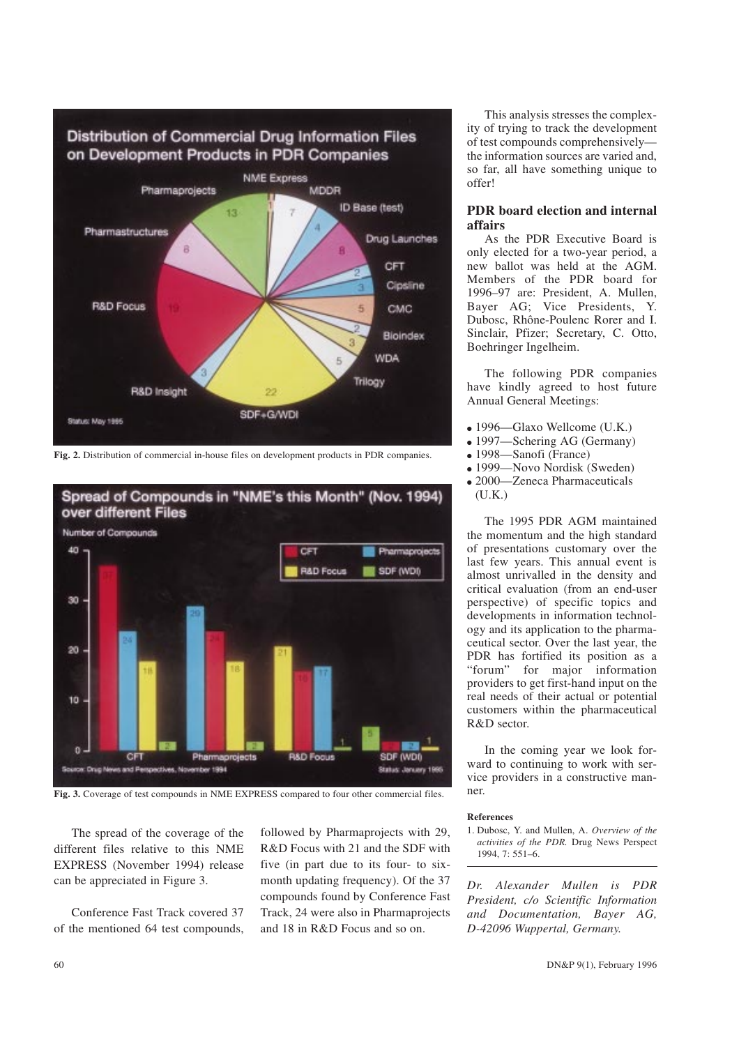Distribution of Commercial Drug Information Files on Development Products in PDR Companies

NME Express
Pharmaprojects
MDDR
ID Base (test)
Pharmastructures
Drug Launches
CFT
Cipsline
R&D Focus
CMC
Bioindex
WDA
Trilogy
R&D Insight
SDF+G/WDI

13
1
7
4
8
8
2
3
5
2
3
5
19
3
22

Status: May 1995

Fig. 2. Distribution of commercial in-house files on development products in PDR companies.

Spread of Compounds in "NME's this Month" (Nov. 1994) over different Files

Number of Compounds

40
30
20
10
0

CFT
Pharmaprojects
R&D Focus
SDF (WDI)

37
24
18
2
29
24
18
2
21
16
17
1
5
2
2
1

CFT
Pharmaprojects
R&D Focus
SDF (WDI)

Source: Drug News and Perspectives, November 1994

Status: January 1995

Fig. 3. Coverage of test compounds in NME EXPRESS compared to four other commercial files.

The spread of the coverage of the different files relative to this NME EXPRESS (November 1994) release can be appreciated in Figure 3.

Conference Fast Track covered 37 of the mentioned 64 test compounds, followed by Pharmaprojects with 29, R&D Focus with 21 and the SDF with five (in part due to its four- to six-month updating frequency). Of the 37 compounds found by Conference Fast Track, 24 were also in Pharmaprojects and 18 in R&D Focus and so on.

This analysis stresses the complexity of trying to track the development of test compounds comprehensively—the information sources are varied and, so far, all have something unique to offer!

### PDR board election and internal affairs

As the PDR Executive Board is only elected for a two-year period, a new ballot was held at the AGM. Members of the PDR board for 1996–97 are: President, A. Mullen, Bayer AG; Vice Presidents, Y. Dubosc, Rhône-Poulenc Rorer and I. Sinclair, Pfizer; Secretary, C. Otto, Boehringer Ingelheim.

The following PDR companies have kindly agreed to host future Annual General Meetings:

- 1996—Glaxo Wellcome (U.K.)
- 1997—Schering AG (Germany)
- 1998—Sanofi (France)
- 1999—Novo Nordisk (Sweden)
- 2000—Zeneca Pharmaceuticals (U.K.)

The 1995 PDR AGM maintained the momentum and the high standard of presentations customary over the last few years. This annual event is almost unrivalled in the density and critical evaluation (from an end-user perspective) of specific topics and developments in information technology and its application to the pharmaceutical sector. Over the last year, the PDR has fortified its position as a "forum" for major information providers to get first-hand input on the real needs of their actual or potential customers within the pharmaceutical R&D sector.

In the coming year we look forward to continuing to work with service providers in a constructive manner.

#### References

1. Dubosc, Y. and Mullen, A. *Overview of the activities of the PDR.* Drug News Perspect 1994, 7: 551–6.

*Dr. Alexander Mullen is PDR President, c/o Scientific Information and Documentation, Bayer AG, D-42096 Wuppertal, Germany.*